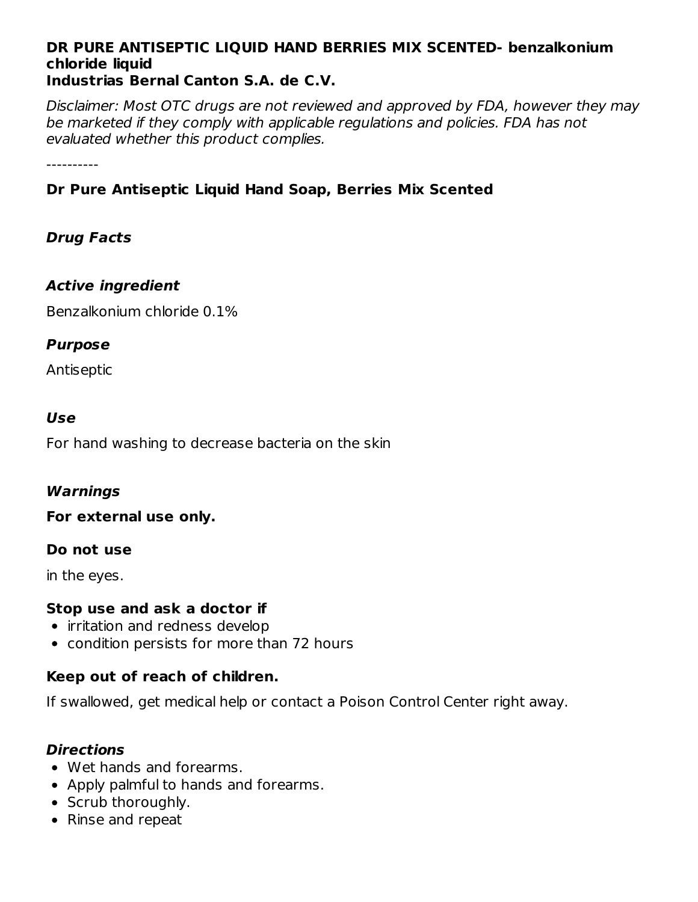**DR PURE ANTISEPTIC LIQUID HAND BERRIES MIX SCENTED- benzalkonium chloride liquid**
**Industrias Bernal Canton S.A. de C.V.**

*Disclaimer: Most OTC drugs are not reviewed and approved by FDA, however they may be marketed if they comply with applicable regulations and policies. FDA has not evaluated whether this product complies.*

----------

## Dr Pure Antiseptic Liquid Hand Soap, Berries Mix Scented

### *Drug Facts*

### *Active ingredient*

Benzalkonium chloride 0.1%

### *Purpose*

Antiseptic

### *Use*

For hand washing to decrease bacteria on the skin

### *Warnings*

**For external use only.**

**Do not use**

in the eyes.

**Stop use and ask a doctor if**

- irritation and redness develop
- condition persists for more than 72 hours

**Keep out of reach of children.**

If swallowed, get medical help or contact a Poison Control Center right away.

### *Directions*

- Wet hands and forearms.
- Apply palmful to hands and forearms.
- Scrub thoroughly.
- Rinse and repeat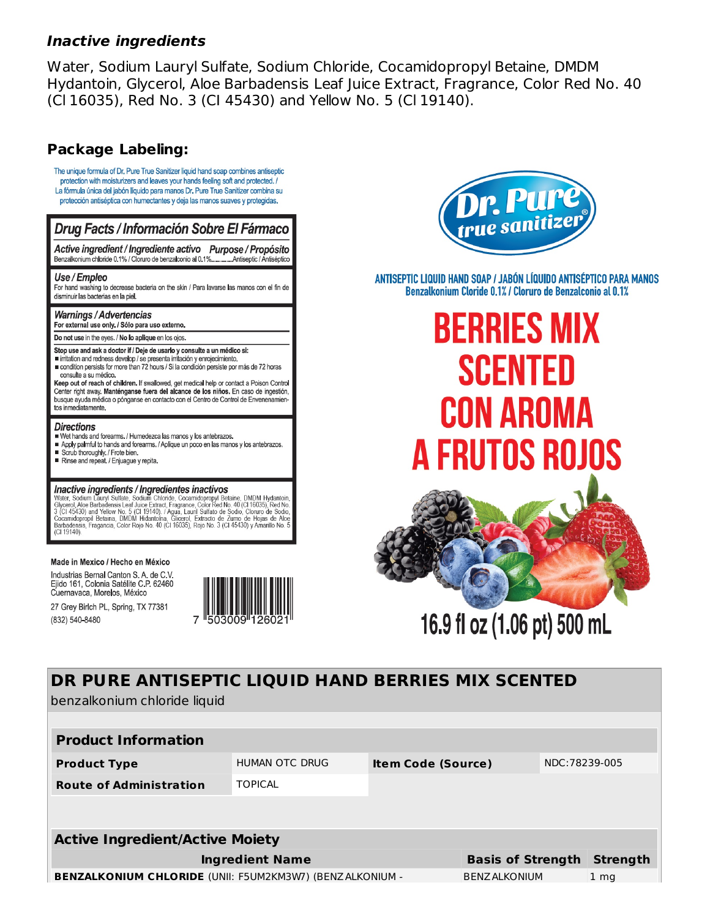### *Inactive ingredients*

Water, Sodium Lauryl Sulfate, Sodium Chloride, Cocamidopropyl Betaine, DMDM Hydantoin, Glycerol, Aloe Barbadensis Leaf Juice Extract, Fragrance, Color Red No. 40 (Cl 16035), Red No. 3 (Cl 45430) and Yellow No. 5 (Cl 19140).

### Package Labeling:

The unique formula of Dr. Pure True Sanitizer liquid hand soap combines antiseptic protection with moisturizers and leaves your hands feeling soft and protected. / La fórmula única del jabón líquido para manos Dr. Pure True Sanitizer combina su protección antiséptica con humectantes y deja las manos suaves y protegidas.

**Drug Facts / Información Sobre El Fármaco**

**Active ingredient / Ingrediente activo** — **Purpose / Propósito**
Benzalkonium chloride 0.1% / Cloruro de benzalconio al 0.1%..........Antiseptic / Antiséptico

**Use / Empleo**
For hand washing to decrease bacteria on the skin / Para lavarse las manos con el fin de disminuir las bacterias en la piel.

**Warnings / Advertencias**
**For external use only. / Sólo para uso externo.**

**Do not use** in the eyes. / **No lo aplique** en los ojos.

**Stop use and ask a doctor if / Deje de usarlo y consulte a un médico si:**
- irritation and redness develop / se presenta irritación y enrojecimiento.
- condition persists for more than 72 hours / Si la condición persiste por más de 72 horas consulte a su médico.

**Keep out of reach of children.** If swallowed, get medical help or contact a Poison Control Center right away. **Manténgase fuera del alcance de los niños.** En caso de ingestión, busque ayuda médica o póngase en contacto con el Centro de Control de Envenenamientos inmediatamente.

**Directions**
- Wet hands and forearms. / Humedezca las manos y los antebrazos.
- Apply palmful to hands and forearms. / Aplique un poco en las manos y los antebrazos.
- Scrub thoroughly. / Frote bien.
- Rinse and repeat. / Enjuague y repita.

**Inactive ingredients / Ingredientes inactivos**
Water, Sodium Lauryl Sulfate, Sodium Chloride, Cocamidopropyl Betaine, DMDM Hydantoin, Glycerol, Aloe Barbadensis Leaf Juice Extract, Fragrance, Color Red No. 40 (CI 16035), Red No. 3 (CI 45430) and Yellow No. 5 (CI 19140). / Agua, Lauril Sulfato de Sodio, Cloruro de Sodio, Cocamidopropil Betaína, DMDM Hidantoína, Glicerol, Extracto de Zumo de Hojas de Aloe Barbadensis, Fragancia, Color Rojo No. 40 (CI 16035), Rojo No. 3 (CI 45430) y Amarillo No. 5 (CI 19140).

Made in Mexico / Hecho en México

Industrias Bernal Canton S. A. de C.V.
Ejido 161, Colonia Satélite C.P. 62460
Cuernavaca, Morelos, México

27 Grey Birch PL, Spring, TX 77381
(832) 540-8480

7 503009 126021

Dr. Pure true sanitizer®

ANTISEPTIC LIQUID HAND SOAP / JABÓN LÍQUIDO ANTISÉPTICO PARA MANOS
Benzalkonium Cloride 0.1% / Cloruro de Benzalconio al 0.1%

BERRIES MIX SCENTED
CON AROMA A FRUTOS ROJOS

16.9 fl oz (1.06 pt) 500 mL

## DR PURE ANTISEPTIC LIQUID HAND BERRIES MIX SCENTED

benzalkonium chloride liquid

| Product Information | | | |
|---|---|---|---|
| **Product Type** | HUMAN OTC DRUG | **Item Code (Source)** | NDC:78239-005 |
| **Route of Administration** | TOPICAL | | |

| Active Ingredient/Active Moiety | | |
|---|---|---|
| **Ingredient Name** | **Basis of Strength** | **Strength** |
| **BENZALKONIUM CHLORIDE** (UNII: F5UM2KM3W7) (BENZALKONIUM - | BENZALKONIUM | 1 mg |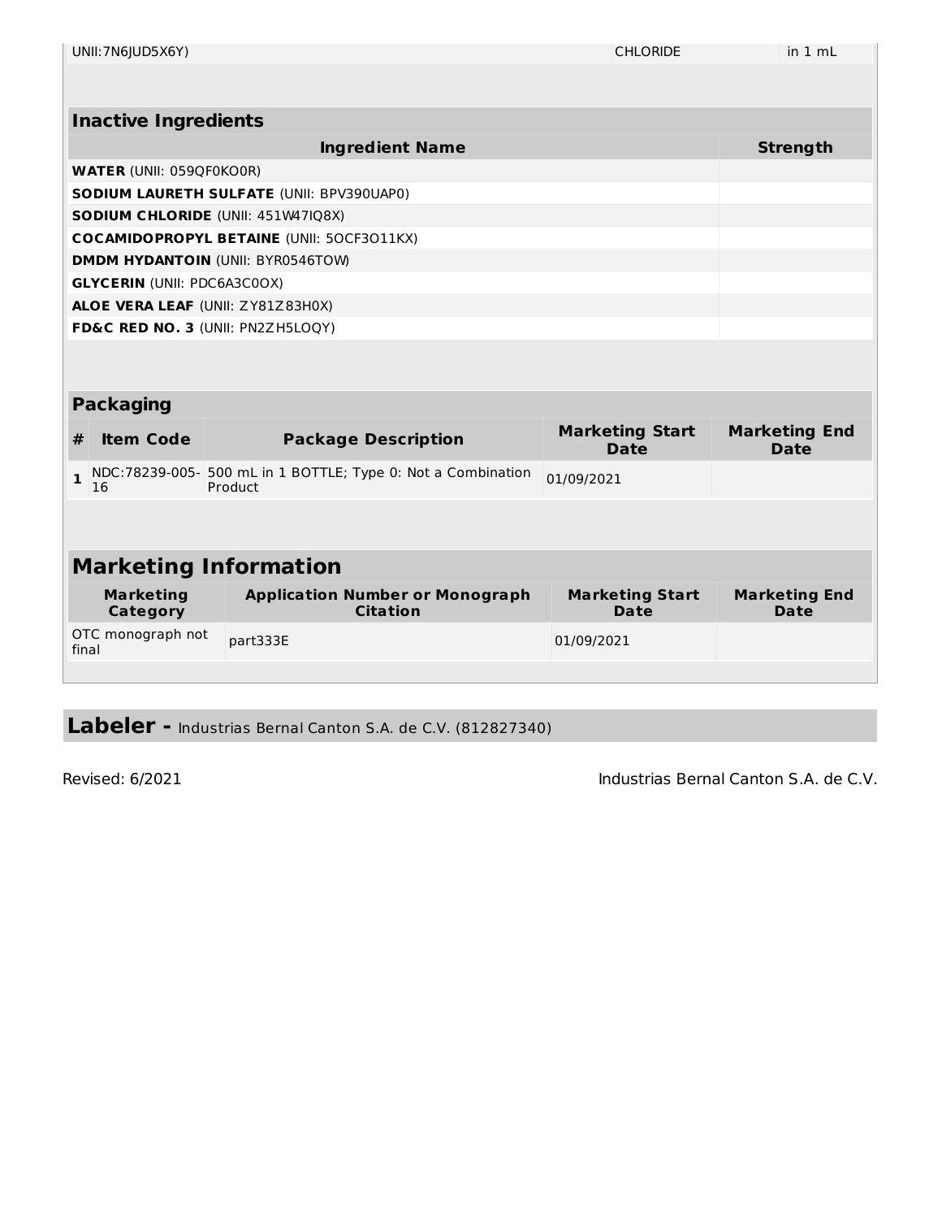| | | |
|---|---|---|
| UNII:7N6JUD5X6Y) | CHLORIDE | in 1 mL |

| Inactive Ingredients | |
|---|---|
| **Ingredient Name** | **Strength** |
| **WATER** (UNII: 059QF0KO0R) | |
| **SODIUM LAURETH SULFATE** (UNII: BPV390UAP0) | |
| **SODIUM CHLORIDE** (UNII: 451W47IQ8X) | |
| **COCAMIDOPROPYL BETAINE** (UNII: 5OCF3O11KX) | |
| **DMDM HYDANTOIN** (UNII: BYR0546TOW) | |
| **GLYCERIN** (UNII: PDC6A3C0OX) | |
| **ALOE VERA LEAF** (UNII: ZY81Z83H0X) | |
| **FD&C RED NO. 3** (UNII: PN2ZH5LOQY) | |

| Packaging | | | | |
|---|---|---|---|---|
| **#** | **Item Code** | **Package Description** | **Marketing Start Date** | **Marketing End Date** |
| **1** | NDC:78239-005-16 | 500 mL in 1 BOTTLE; Type 0: Not a Combination Product | 01/09/2021 | |

## Marketing Information

| Marketing Category | Application Number or Monograph Citation | Marketing Start Date | Marketing End Date |
|---|---|---|---|
| OTC monograph not final | part333E | 01/09/2021 | |

## Labeler - Industrias Bernal Canton S.A. de C.V. (812827340)

Revised: 6/2021

Industrias Bernal Canton S.A. de C.V.